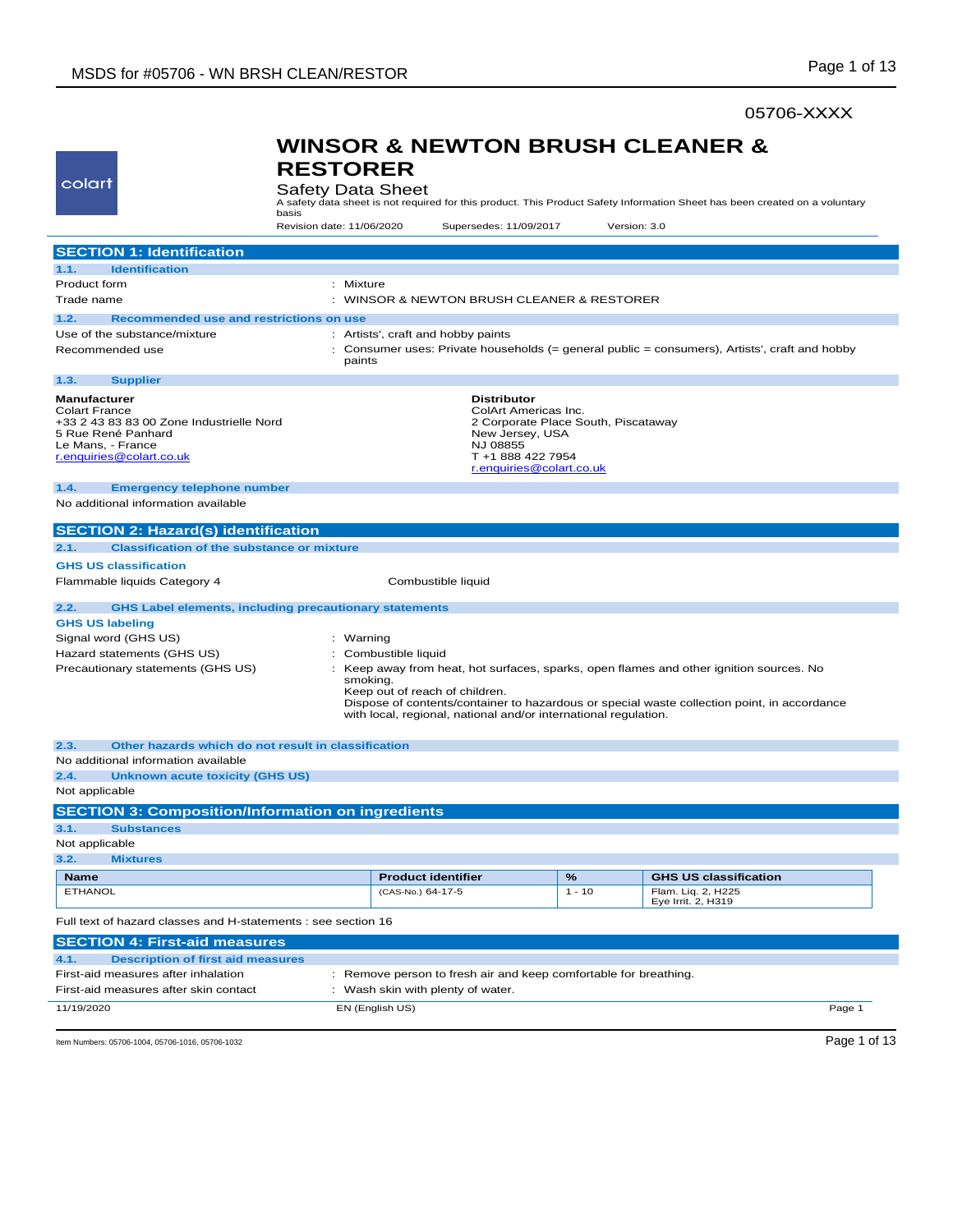05706-XXXX

colart

# WINSOR & NEWTON BRUSH CLEANER & RESTORER

Safety Data Sheet

A safety data sheet is not required for this product. This Product Safety Information Sheet has been created on a voluntary basis

Revision date: 11/06/2020 Supersedes: 11/09/2017 Version: 3.0

## SECTION 1: Identification

### 1.1. Identification

Product form : Mixture

Trade name : WINSOR & NEWTON BRUSH CLEANER & RESTORER

### 1.2. Recommended use and restrictions on use

Use of the substance/mixture : Artists', craft and hobby paints

Recommended use : Consumer uses: Private households (= general public = consumers), Artists', craft and hobby paints

### 1.3. Supplier

**Manufacturer**
Colart France
+33 2 43 83 83 00 Zone Industrielle Nord
5 Rue René Panhard
Le Mans, - France
r.enquiries@colart.co.uk

**Distributor**
ColArt Americas Inc.
2 Corporate Place South, Piscataway
New Jersey, USA
NJ 08855
T +1 888 422 7954
r.enquiries@colart.co.uk

### 1.4. Emergency telephone number

No additional information available

## SECTION 2: Hazard(s) identification

### 2.1. Classification of the substance or mixture

**GHS US classification**

Flammable liquids Category 4 Combustible liquid

### 2.2. GHS Label elements, including precautionary statements

**GHS US labeling**

Signal word (GHS US) : Warning

Hazard statements (GHS US) : Combustible liquid

Precautionary statements (GHS US) : Keep away from heat, hot surfaces, sparks, open flames and other ignition sources. No smoking.
Keep out of reach of children.
Dispose of contents/container to hazardous or special waste collection point, in accordance with local, regional, national and/or international regulation.

### 2.3. Other hazards which do not result in classification

No additional information available

### 2.4. Unknown acute toxicity (GHS US)

Not applicable

## SECTION 3: Composition/Information on ingredients

### 3.1. Substances

Not applicable

### 3.2. Mixtures

| Name | Product identifier | % | GHS US classification |
| --- | --- | --- | --- |
| ETHANOL | (CAS-No.) 64-17-5 | 1 - 10 | Flam. Liq. 2, H225<br>Eye Irrit. 2, H319 |

Full text of hazard classes and H-statements : see section 16

## SECTION 4: First-aid measures

### 4.1. Description of first aid measures

First-aid measures after inhalation : Remove person to fresh air and keep comfortable for breathing.

First-aid measures after skin contact : Wash skin with plenty of water.

Item Numbers: 05706-1004, 05706-1016, 05706-1032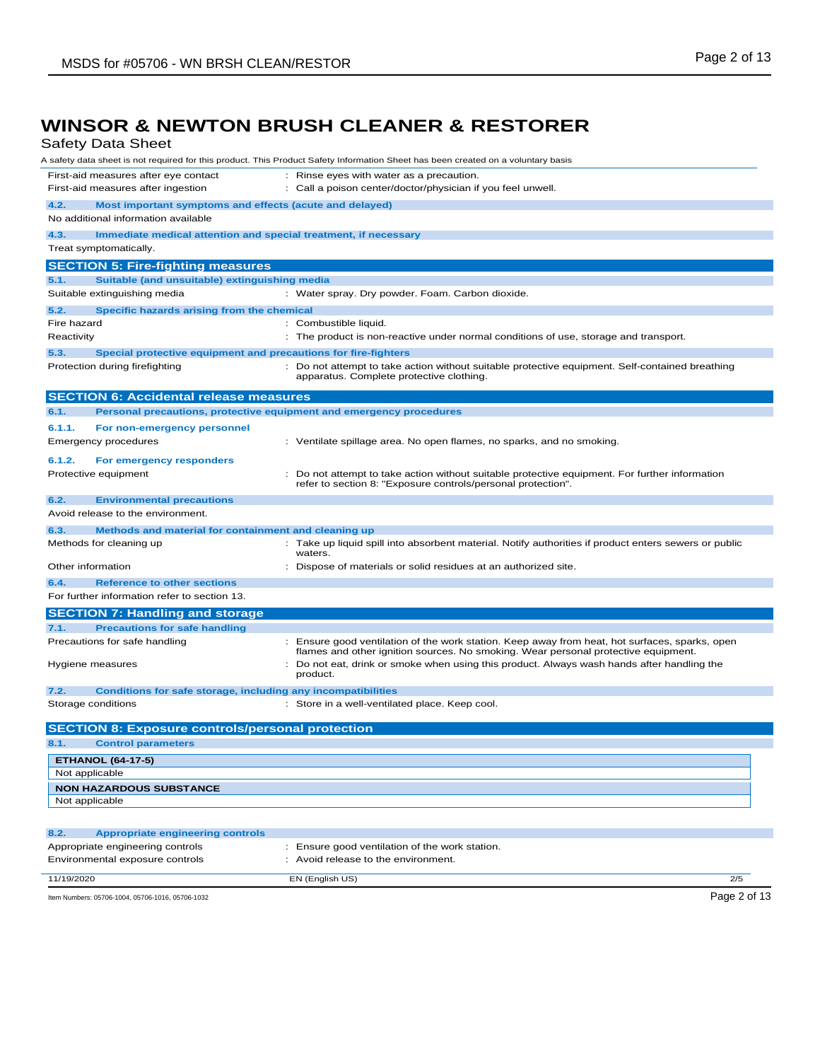# WINSOR & NEWTON BRUSH CLEANER & RESTORER

Safety Data Sheet

A safety data sheet is not required for this product. This Product Safety Information Sheet has been created on a voluntary basis

First-aid measures after eye contact : Rinse eyes with water as a precaution.

First-aid measures after ingestion : Call a poison center/doctor/physician if you feel unwell.

### 4.2. Most important symptoms and effects (acute and delayed)

No additional information available

### 4.3. Immediate medical attention and special treatment, if necessary

Treat symptomatically.

## SECTION 5: Fire-fighting measures

### 5.1. Suitable (and unsuitable) extinguishing media

Suitable extinguishing media : Water spray. Dry powder. Foam. Carbon dioxide.

### 5.2. Specific hazards arising from the chemical

Fire hazard : Combustible liquid.

Reactivity : The product is non-reactive under normal conditions of use, storage and transport.

### 5.3. Special protective equipment and precautions for fire-fighters

Protection during firefighting : Do not attempt to take action without suitable protective equipment. Self-contained breathing apparatus. Complete protective clothing.

## SECTION 6: Accidental release measures

### 6.1. Personal precautions, protective equipment and emergency procedures

#### 6.1.1. For non-emergency personnel

Emergency procedures : Ventilate spillage area. No open flames, no sparks, and no smoking.

#### 6.1.2. For emergency responders

Protective equipment : Do not attempt to take action without suitable protective equipment. For further information refer to section 8: "Exposure controls/personal protection".

### 6.2. Environmental precautions

Avoid release to the environment.

### 6.3. Methods and material for containment and cleaning up

Methods for cleaning up : Take up liquid spill into absorbent material. Notify authorities if product enters sewers or public waters.

Other information : Dispose of materials or solid residues at an authorized site.

### 6.4. Reference to other sections

For further information refer to section 13.

## SECTION 7: Handling and storage

### 7.1. Precautions for safe handling

Precautions for safe handling : Ensure good ventilation of the work station. Keep away from heat, hot surfaces, sparks, open flames and other ignition sources. No smoking. Wear personal protective equipment.

Hygiene measures : Do not eat, drink or smoke when using this product. Always wash hands after handling the product.

### 7.2. Conditions for safe storage, including any incompatibilities

Storage conditions : Store in a well-ventilated place. Keep cool.

## SECTION 8: Exposure controls/personal protection

### 8.1. Control parameters

| ETHANOL (64-17-5) |
|---|
| Not applicable |

| NON HAZARDOUS SUBSTANCE |
|---|
| Not applicable |

### 8.2. Appropriate engineering controls

Appropriate engineering controls : Ensure good ventilation of the work station.

Environmental exposure controls : Avoid release to the environment.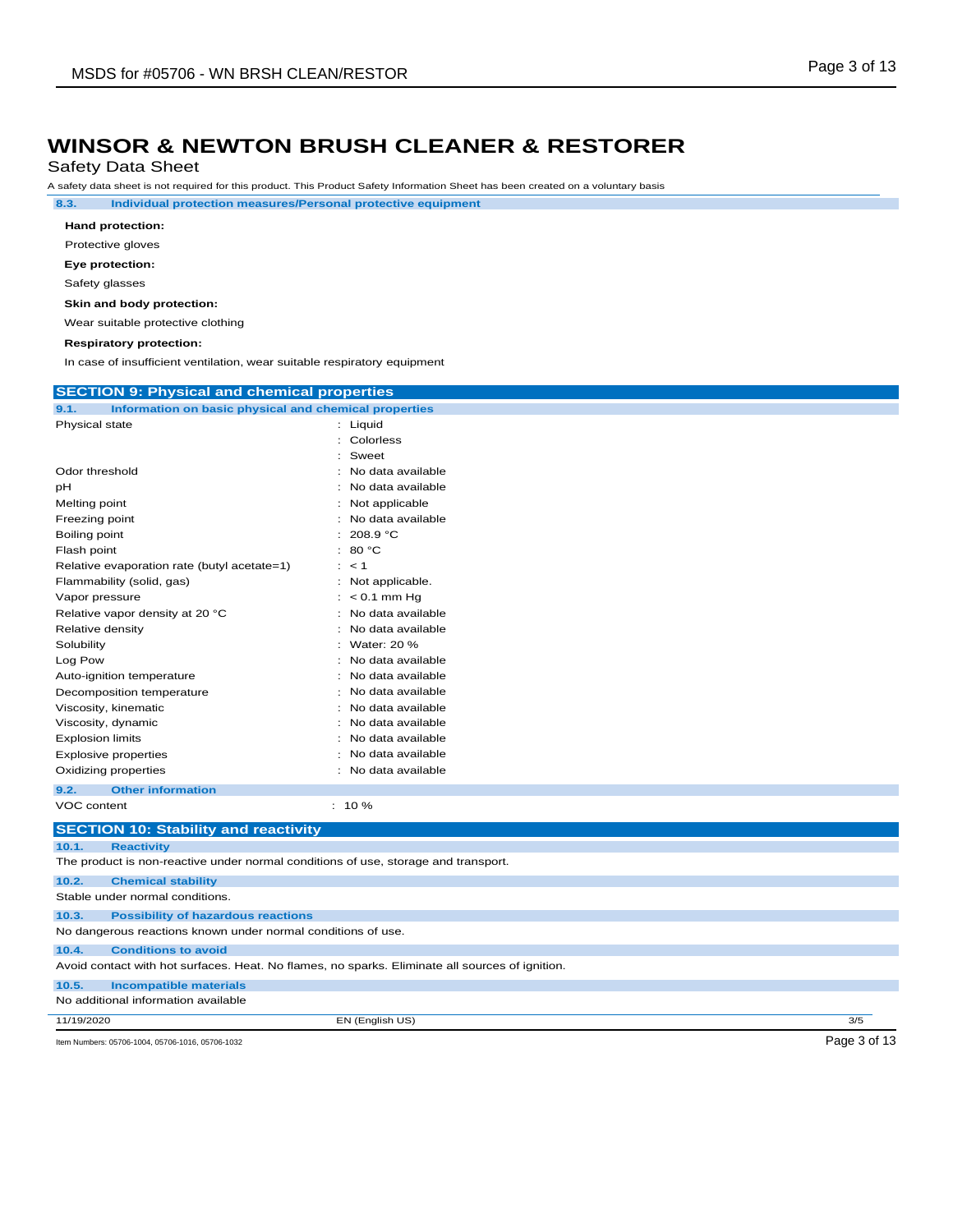# WINSOR & NEWTON BRUSH CLEANER & RESTORER

Safety Data Sheet

A safety data sheet is not required for this product. This Product Safety Information Sheet has been created on a voluntary basis

### 8.3. Individual protection measures/Personal protective equipment

**Hand protection:**

Protective gloves

**Eye protection:**

Safety glasses

**Skin and body protection:**

Wear suitable protective clothing

**Respiratory protection:**

In case of insufficient ventilation, wear suitable respiratory equipment

## SECTION 9: Physical and chemical properties

### 9.1. Information on basic physical and chemical properties

| | |
|---|---|
| Physical state | : Liquid |
| | : Colorless |
| | : Sweet |
| Odor threshold | : No data available |
| pH | : No data available |
| Melting point | : Not applicable |
| Freezing point | : No data available |
| Boiling point | : 208.9 °C |
| Flash point | : 80 °C |
| Relative evaporation rate (butyl acetate=1) | : < 1 |
| Flammability (solid, gas) | : Not applicable. |
| Vapor pressure | : < 0.1 mm Hg |
| Relative vapor density at 20 °C | : No data available |
| Relative density | : No data available |
| Solubility | : Water: 20 % |
| Log Pow | : No data available |
| Auto-ignition temperature | : No data available |
| Decomposition temperature | : No data available |
| Viscosity, kinematic | : No data available |
| Viscosity, dynamic | : No data available |
| Explosion limits | : No data available |
| Explosive properties | : No data available |
| Oxidizing properties | : No data available |

### 9.2. Other information

| | |
|---|---|
| VOC content | : 10 % |

## SECTION 10: Stability and reactivity

### 10.1. Reactivity

The product is non-reactive under normal conditions of use, storage and transport.

### 10.2. Chemical stability

Stable under normal conditions.

### 10.3. Possibility of hazardous reactions

No dangerous reactions known under normal conditions of use.

### 10.4. Conditions to avoid

Avoid contact with hot surfaces. Heat. No flames, no sparks. Eliminate all sources of ignition.

### 10.5. Incompatible materials

No additional information available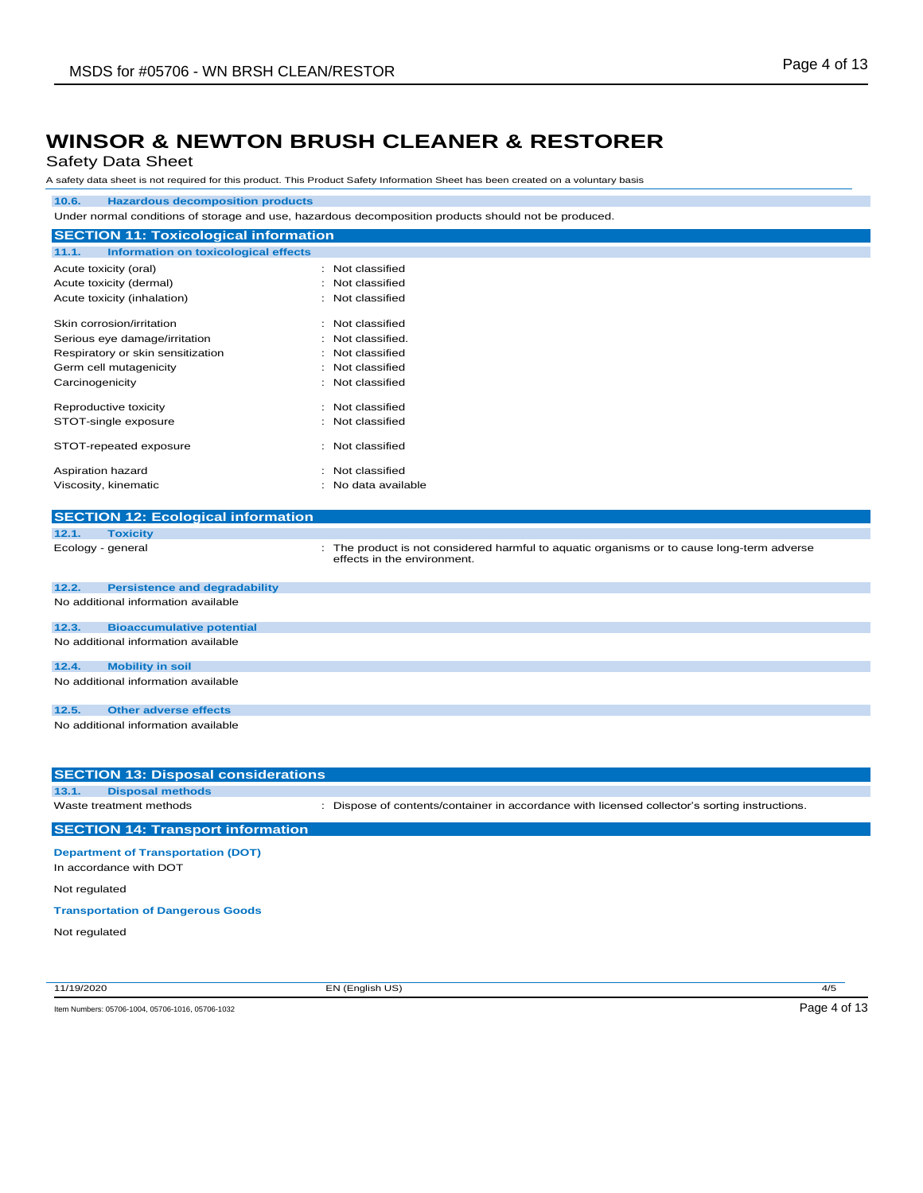# WINSOR & NEWTON BRUSH CLEANER & RESTORER

Safety Data Sheet

A safety data sheet is not required for this product. This Product Safety Information Sheet has been created on a voluntary basis

### 10.6. Hazardous decomposition products

Under normal conditions of storage and use, hazardous decomposition products should not be produced.

## SECTION 11: Toxicological information

### 11.1. Information on toxicological effects

| | |
|---|---|
| Acute toxicity (oral) | : Not classified |
| Acute toxicity (dermal) | : Not classified |
| Acute toxicity (inhalation) | : Not classified |
| Skin corrosion/irritation | : Not classified |
| Serious eye damage/irritation | : Not classified. |
| Respiratory or skin sensitization | : Not classified |
| Germ cell mutagenicity | : Not classified |
| Carcinogenicity | : Not classified |
| Reproductive toxicity | : Not classified |
| STOT-single exposure | : Not classified |
| STOT-repeated exposure | : Not classified |
| Aspiration hazard | : Not classified |
| Viscosity, kinematic | : No data available |

## SECTION 12: Ecological information

### 12.1. Toxicity

| | |
|---|---|
| Ecology - general | : The product is not considered harmful to aquatic organisms or to cause long-term adverse effects in the environment. |

### 12.2. Persistence and degradability

No additional information available

### 12.3. Bioaccumulative potential

No additional information available

### 12.4. Mobility in soil

No additional information available

### 12.5. Other adverse effects

No additional information available

## SECTION 13: Disposal considerations

### 13.1. Disposal methods

| | |
|---|---|
| Waste treatment methods | : Dispose of contents/container in accordance with licensed collector's sorting instructions. |

## SECTION 14: Transport information

**Department of Transportation (DOT)**

In accordance with DOT

Not regulated

**Transportation of Dangerous Goods**

Not regulated

11/19/2020 EN (English US)

Item Numbers: 05706-1004, 05706-1016, 05706-1032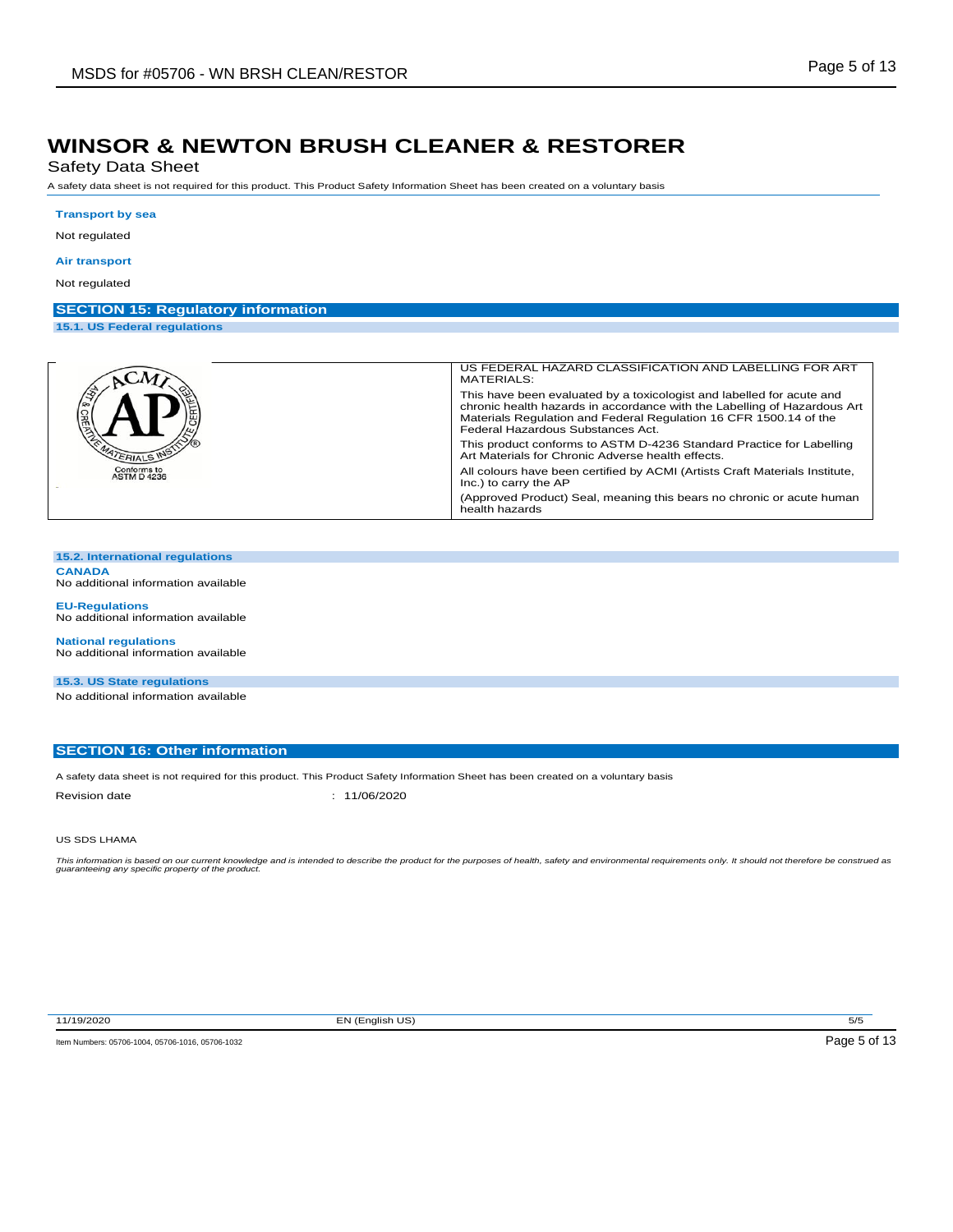# WINSOR & NEWTON BRUSH CLEANER & RESTORER

Safety Data Sheet

A safety data sheet is not required for this product. This Product Safety Information Sheet has been created on a voluntary basis

**Transport by sea**

Not regulated

**Air transport**

Not regulated

## SECTION 15: Regulatory information

### 15.1. US Federal regulations

| | |
|---|---|
| ACMI AP ART & CREATIVE MATERIALS INSTITUTE CERTIFIED<br>Conforms to ASTM D 4236 | US FEDERAL HAZARD CLASSIFICATION AND LABELLING FOR ART MATERIALS: |
| | This have been evaluated by a toxicologist and labelled for acute and chronic health hazards in accordance with the Labelling of Hazardous Art Materials Regulation and Federal Regulation 16 CFR 1500.14 of the Federal Hazardous Substances Act. |
| | This product conforms to ASTM D-4236 Standard Practice for Labelling Art Materials for Chronic Adverse health effects. |
| | All colours have been certified by ACMI (Artists Craft Materials Institute, Inc.) to carry the AP |
| | (Approved Product) Seal, meaning this bears no chronic or acute human health hazards |

### 15.2. International regulations

**CANADA**

No additional information available

**EU-Regulations**

No additional information available

**National regulations**

No additional information available

### 15.3. US State regulations

No additional information available

## SECTION 16: Other information

A safety data sheet is not required for this product. This Product Safety Information Sheet has been created on a voluntary basis

Revision date : 11/06/2020

US SDS LHAMA

*This information is based on our current knowledge and is intended to describe the product for the purposes of health, safety and environmental requirements only. It should not therefore be construed as guaranteeing any specific property of the product.*

Item Numbers: 05706-1004, 05706-1016, 05706-1032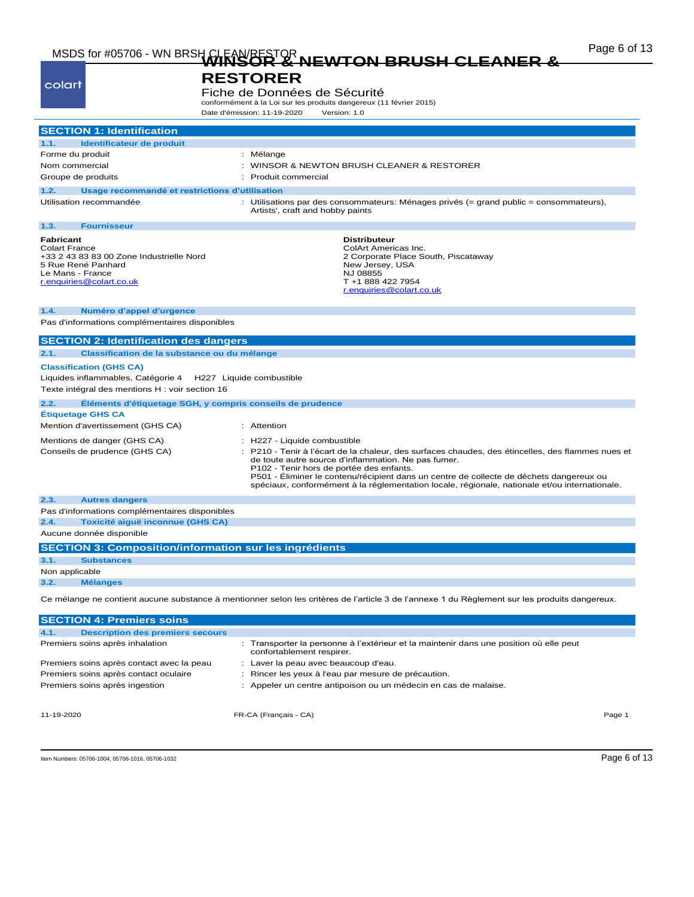# WINSOR & NEWTON BRUSH CLEANER & RESTORER

Fiche de Données de Sécurité

conformément à la Loi sur les produits dangereux (11 février 2015)

Date d'émission: 11-19-2020 Version: 1.0

## SECTION 1: Identification

### 1.1. Identificateur de produit

| | |
|---|---|
| Forme du produit | : Mélange |
| Nom commercial | : WINSOR & NEWTON BRUSH CLEANER & RESTORER |
| Groupe de produits | : Produit commercial |

### 1.2. Usage recommandé et restrictions d'utilisation

| | |
|---|---|
| Utilisation recommandée | : Utilisations par des consommateurs: Ménages privés (= grand public = consommateurs), Artists', craft and hobby paints |

### 1.3. Fournisseur

**Fabricant**
Colart France
+33 2 43 83 83 00 Zone Industrielle Nord
5 Rue René Panhard
Le Mans - France
r.enquiries@colart.co.uk

**Distributeur**
ColArt Americas Inc.
2 Corporate Place South, Piscataway
New Jersey, USA
NJ 08855
T +1 888 422 7954
r.enquiries@colart.co.uk

### 1.4. Numéro d'appel d'urgence

Pas d'informations complémentaires disponibles

## SECTION 2: Identification des dangers

### 2.1. Classification de la substance ou du mélange

**Classification (GHS CA)**

Liquides inflammables, Catégorie 4 H227 Liquide combustible

Texte intégral des mentions H : voir section 16

### 2.2. Éléments d'étiquetage SGH, y compris conseils de prudence

**Étiquetage GHS CA**

| | |
|---|---|
| Mention d'avertissement (GHS CA) | : Attention |
| Mentions de danger (GHS CA) | : H227 - Liquide combustible |
| Conseils de prudence (GHS CA) | : P210 - Tenir à l'écart de la chaleur, des surfaces chaudes, des étincelles, des flammes nues et de toute autre source d'inflammation. Ne pas fumer.<br>P102 - Tenir hors de portée des enfants.<br>P501 - Éliminer le contenu/récipient dans un centre de collecte de déchets dangereux ou spéciaux, conformément à la réglementation locale, régionale, nationale et/ou internationale. |

### 2.3. Autres dangers

Pas d'informations complémentaires disponibles

### 2.4. Toxicité aiguë inconnue (GHS CA)

Aucune donnée disponible

## SECTION 3: Composition/information sur les ingrédients

### 3.1. Substances

Non applicable

### 3.2. Mélanges

Ce mélange ne contient aucune substance à mentionner selon les critères de l'article 3 de l'annexe 1 du Règlement sur les produits dangereux.

## SECTION 4: Premiers soins

### 4.1. Description des premiers secours

| | |
|---|---|
| Premiers soins après inhalation | : Transporter la personne à l'extérieur et la maintenir dans une position où elle peut confortablement respirer. |
| Premiers soins après contact avec la peau | : Laver la peau avec beaucoup d'eau. |
| Premiers soins après contact oculaire | : Rincer les yeux à l'eau par mesure de précaution. |
| Premiers soins après ingestion | : Appeler un centre antipoison ou un médecin en cas de malaise. |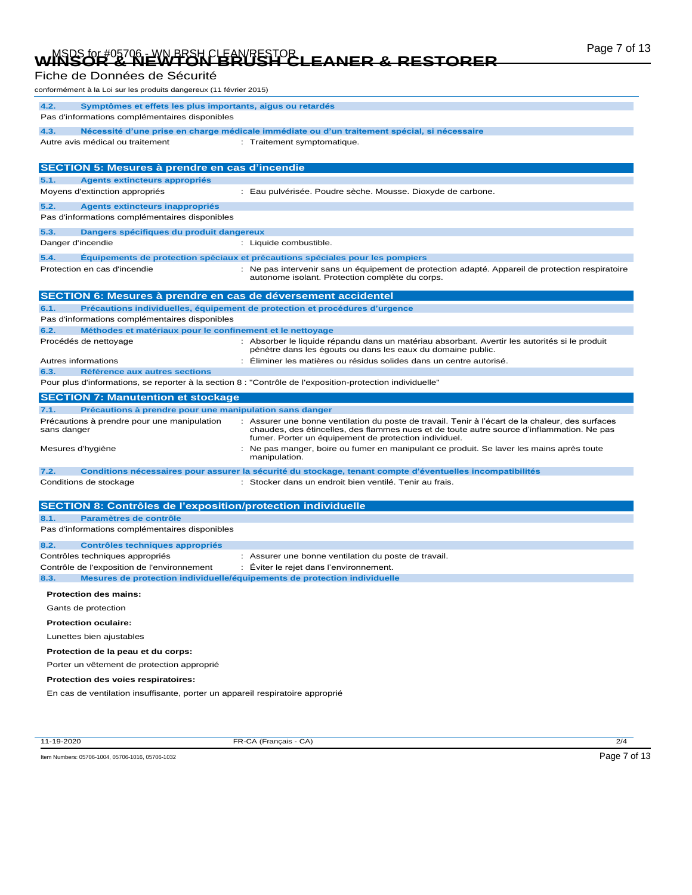**4.2. Symptômes et effets les plus importants, aigus ou retardés**

Pas d'informations complémentaires disponibles

**4.3. Nécessité d'une prise en charge médicale immédiate ou d'un traitement spécial, si nécessaire**

Autre avis médical ou traitement : Traitement symptomatique.

## SECTION 5: Mesures à prendre en cas d'incendie

**5.1. Agents extincteurs appropriés**

Moyens d'extinction appropriés : Eau pulvérisée. Poudre sèche. Mousse. Dioxyde de carbone.

**5.2. Agents extincteurs inappropriés**

Pas d'informations complémentaires disponibles

**5.3. Dangers spécifiques du produit dangereux**

Danger d'incendie : Liquide combustible.

**5.4. Équipements de protection spéciaux et précautions spéciales pour les pompiers**

Protection en cas d'incendie : Ne pas intervenir sans un équipement de protection adapté. Appareil de protection respiratoire autonome isolant. Protection complète du corps.

## SECTION 6: Mesures à prendre en cas de déversement accidentel

**6.1. Précautions individuelles, équipement de protection et procédures d'urgence**

Pas d'informations complémentaires disponibles

**6.2. Méthodes et matériaux pour le confinement et le nettoyage**

Procédés de nettoyage : Absorber le liquide répandu dans un matériau absorbant. Avertir les autorités si le produit pénètre dans les égouts ou dans les eaux du domaine public.

Autres informations : Éliminer les matières ou résidus solides dans un centre autorisé.

**6.3. Référence aux autres sections**

Pour plus d'informations, se reporter à la section 8 : "Contrôle de l'exposition-protection individuelle"

## SECTION 7: Manutention et stockage

**7.1. Précautions à prendre pour une manipulation sans danger**

Précautions à prendre pour une manipulation sans danger : Assurer une bonne ventilation du poste de travail. Tenir à l'écart de la chaleur, des surfaces chaudes, des étincelles, des flammes nues et de toute autre source d'inflammation. Ne pas fumer. Porter un équipement de protection individuel.

Mesures d'hygiène : Ne pas manger, boire ou fumer en manipulant ce produit. Se laver les mains après toute manipulation.

**7.2. Conditions nécessaires pour assurer la sécurité du stockage, tenant compte d'éventuelles incompatibilités**

Conditions de stockage : Stocker dans un endroit bien ventilé. Tenir au frais.

## SECTION 8: Contrôles de l'exposition/protection individuelle

**8.1. Paramètres de contrôle**

Pas d'informations complémentaires disponibles

**8.2. Contrôles techniques appropriés**

Contrôles techniques appropriés : Assurer une bonne ventilation du poste de travail.

Contrôle de l'exposition de l'environnement : Éviter le rejet dans l'environnement.

**8.3. Mesures de protection individuelle/équipements de protection individuelle**

**Protection des mains:**

Gants de protection

**Protection oculaire:**

Lunettes bien ajustables

**Protection de la peau et du corps:**

Porter un vêtement de protection approprié

**Protection des voies respiratoires:**

En cas de ventilation insuffisante, porter un appareil respiratoire approprié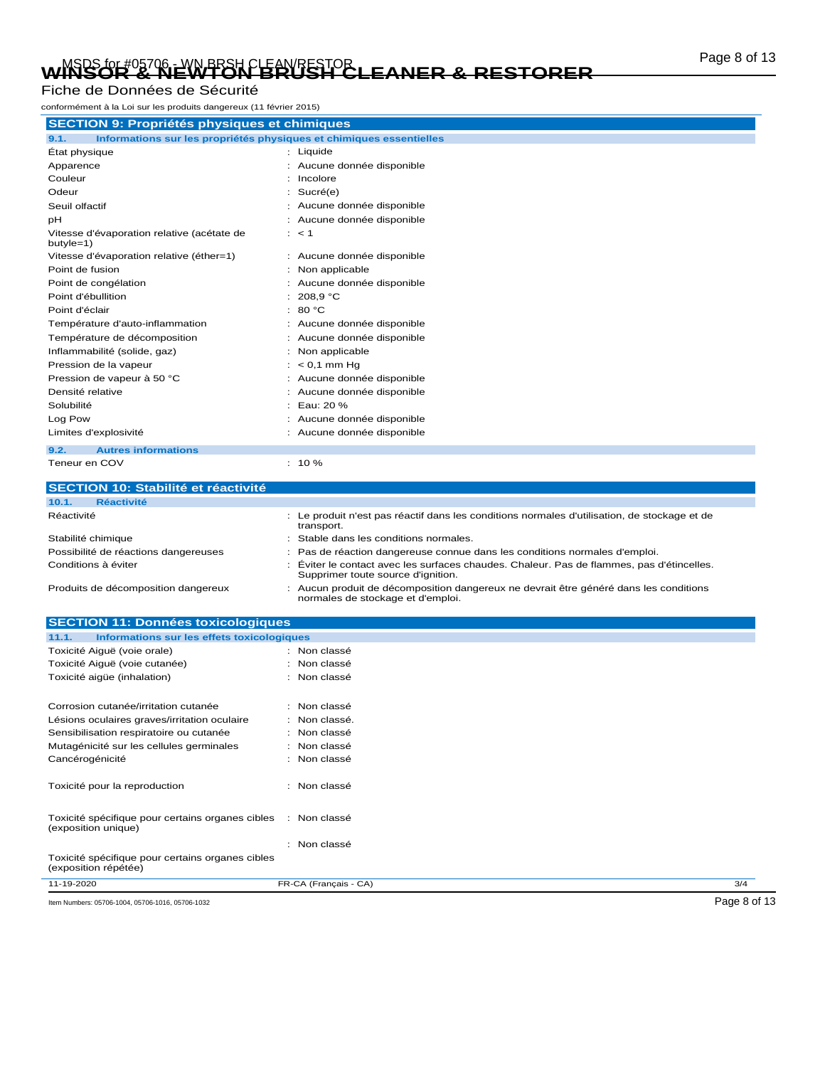## SECTION 9: Propriétés physiques et chimiques

### 9.1. Informations sur les propriétés physiques et chimiques essentielles

| | |
|---|---|
| État physique | : Liquide |
| Apparence | : Aucune donnée disponible |
| Couleur | : Incolore |
| Odeur | : Sucré(e) |
| Seuil olfactif | : Aucune donnée disponible |
| pH | : Aucune donnée disponible |
| Vitesse d'évaporation relative (acétate de butyle=1) | : < 1 |
| Vitesse d'évaporation relative (éther=1) | : Aucune donnée disponible |
| Point de fusion | : Non applicable |
| Point de congélation | : Aucune donnée disponible |
| Point d'ébullition | : 208,9 °C |
| Point d'éclair | : 80 °C |
| Température d'auto-inflammation | : Aucune donnée disponible |
| Température de décomposition | : Aucune donnée disponible |
| Inflammabilité (solide, gaz) | : Non applicable |
| Pression de la vapeur | : < 0,1 mm Hg |
| Pression de vapeur à 50 °C | : Aucune donnée disponible |
| Densité relative | : Aucune donnée disponible |
| Solubilité | : Eau: 20 % |
| Log Pow | : Aucune donnée disponible |
| Limites d'explosivité | : Aucune donnée disponible |

### 9.2. Autres informations

| | |
|---|---|
| Teneur en COV | : 10 % |

## SECTION 10: Stabilité et réactivité

### 10.1. Réactivité

| | |
|---|---|
| Réactivité | : Le produit n'est pas réactif dans les conditions normales d'utilisation, de stockage et de transport. |
| Stabilité chimique | : Stable dans les conditions normales. |
| Possibilité de réactions dangereuses | : Pas de réaction dangereuse connue dans les conditions normales d'emploi. |
| Conditions à éviter | : Éviter le contact avec les surfaces chaudes. Chaleur. Pas de flammes, pas d'étincelles. Supprimer toute source d'ignition. |
| Produits de décomposition dangereux | : Aucun produit de décomposition dangereux ne devrait être généré dans les conditions normales de stockage et d'emploi. |

## SECTION 11: Données toxicologiques

### 11.1. Informations sur les effets toxicologiques

| | |
|---|---|
| Toxicité Aiguë (voie orale) | : Non classé |
| Toxicité Aiguë (voie cutanée) | : Non classé |
| Toxicité aigüe (inhalation) | : Non classé |
| Corrosion cutanée/irritation cutanée | : Non classé |
| Lésions oculaires graves/irritation oculaire | : Non classé. |
| Sensibilisation respiratoire ou cutanée | : Non classé |
| Mutagénicité sur les cellules germinales | : Non classé |
| Cancérogénicité | : Non classé |
| Toxicité pour la reproduction | : Non classé |
| Toxicité spécifique pour certains organes cibles (exposition unique) | : Non classé |
| Toxicité spécifique pour certains organes cibles (exposition répétée) | : Non classé |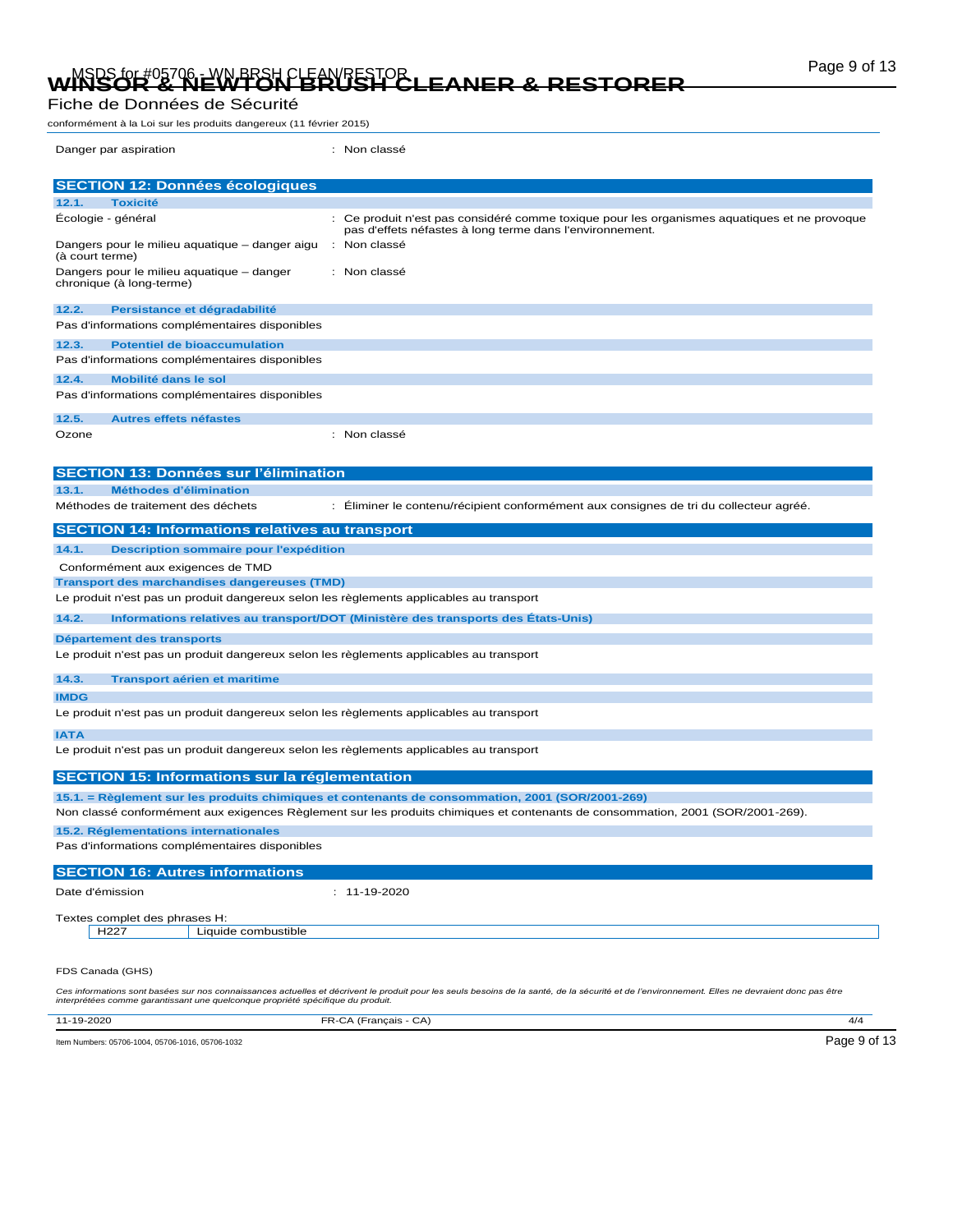Danger par aspiration : Non classé

## SECTION 12: Données écologiques

### 12.1. Toxicité

Écologie - général : Ce produit n'est pas considéré comme toxique pour les organismes aquatiques et ne provoque pas d'effets néfastes à long terme dans l'environnement.

Dangers pour le milieu aquatique – danger aigu (à court terme) : Non classé

Dangers pour le milieu aquatique – danger chronique (à long-terme) : Non classé

### 12.2. Persistance et dégradabilité

Pas d'informations complémentaires disponibles

### 12.3. Potentiel de bioaccumulation

Pas d'informations complémentaires disponibles

### 12.4. Mobilité dans le sol

Pas d'informations complémentaires disponibles

### 12.5. Autres effets néfastes

Ozone : Non classé

## SECTION 13: Données sur l'élimination

### 13.1. Méthodes d'élimination

Méthodes de traitement des déchets : Éliminer le contenu/récipient conformément aux consignes de tri du collecteur agréé.

## SECTION 14: Informations relatives au transport

### 14.1. Description sommaire pour l'expédition

Conformément aux exigences de TMD

**Transport des marchandises dangereuses (TMD)**

Le produit n'est pas un produit dangereux selon les règlements applicables au transport

### 14.2. Informations relatives au transport/DOT (Ministère des transports des États-Unis)

**Département des transports**

Le produit n'est pas un produit dangereux selon les règlements applicables au transport

### 14.3. Transport aérien et maritime

**IMDG**

Le produit n'est pas un produit dangereux selon les règlements applicables au transport

**IATA**

Le produit n'est pas un produit dangereux selon les règlements applicables au transport

## SECTION 15: Informations sur la réglementation

### 15.1. = Règlement sur les produits chimiques et contenants de consommation, 2001 (SOR/2001-269)

Non classé conformément aux exigences Règlement sur les produits chimiques et contenants de consommation, 2001 (SOR/2001-269).

### 15.2. Réglementations internationales

Pas d'informations complémentaires disponibles

## SECTION 16: Autres informations

Date d'émission : 11-19-2020

Textes complet des phrases H:

| | |
|---|---|
| H227 | Liquide combustible |

FDS Canada (GHS)

*Ces informations sont basées sur nos connaissances actuelles et décrivent le produit pour les seuls besoins de la santé, de la sécurité et de l'environnement. Elles ne devraient donc pas être interprétées comme garantissant une quelconque propriété spécifique du produit.*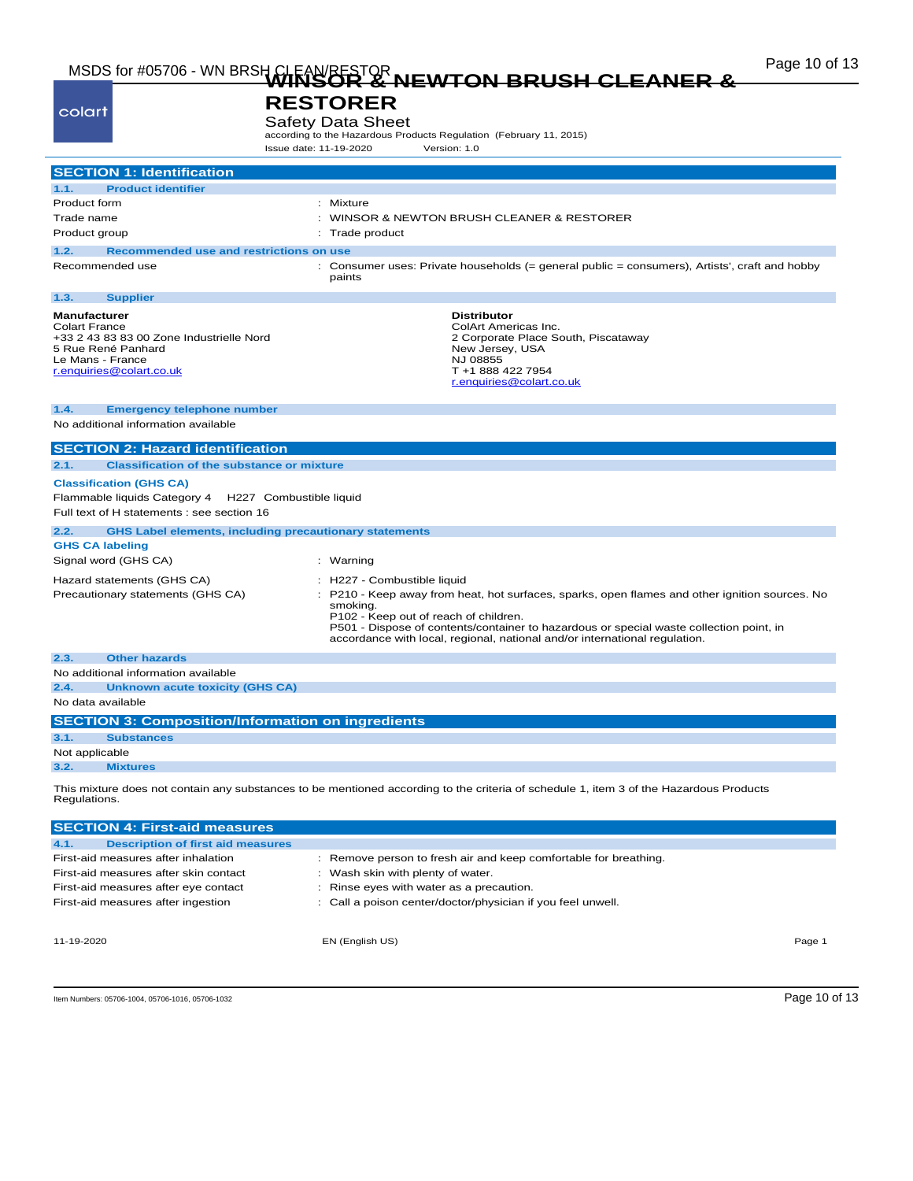# WINSOR & NEWTON BRUSH CLEANER & RESTORER

Safety Data Sheet

according to the Hazardous Products Regulation (February 11, 2015)

Issue date: 11-19-2020 Version: 1.0

## SECTION 1: Identification

### 1.1. Product identifier

| | |
|---|---|
| Product form | : Mixture |
| Trade name | : WINSOR & NEWTON BRUSH CLEANER & RESTORER |
| Product group | : Trade product |

### 1.2. Recommended use and restrictions on use

| | |
|---|---|
| Recommended use | : Consumer uses: Private households (= general public = consumers), Artists', craft and hobby paints |

### 1.3. Supplier

**Manufacturer**
Colart France
+33 2 43 83 83 00 Zone Industrielle Nord
5 Rue René Panhard
Le Mans - France
r.enquiries@colart.co.uk

**Distributor**
ColArt Americas Inc.
2 Corporate Place South, Piscataway
New Jersey, USA
NJ 08855
T +1 888 422 7954
r.enquiries@colart.co.uk

### 1.4. Emergency telephone number

No additional information available

## SECTION 2: Hazard identification

### 2.1. Classification of the substance or mixture

**Classification (GHS CA)**

Flammable liquids Category 4 H227 Combustible liquid

Full text of H statements : see section 16

### 2.2. GHS Label elements, including precautionary statements

**GHS CA labeling**

| | |
|---|---|
| Signal word (GHS CA) | : Warning |
| Hazard statements (GHS CA) | : H227 - Combustible liquid |
| Precautionary statements (GHS CA) | : P210 - Keep away from heat, hot surfaces, sparks, open flames and other ignition sources. No smoking.<br>P102 - Keep out of reach of children.<br>P501 - Dispose of contents/container to hazardous or special waste collection point, in accordance with local, regional, national and/or international regulation. |

### 2.3. Other hazards

No additional information available

### 2.4. Unknown acute toxicity (GHS CA)

No data available

## SECTION 3: Composition/Information on ingredients

### 3.1. Substances

Not applicable

### 3.2. Mixtures

This mixture does not contain any substances to be mentioned according to the criteria of schedule 1, item 3 of the Hazardous Products Regulations.

## SECTION 4: First-aid measures

### 4.1. Description of first aid measures

| | |
|---|---|
| First-aid measures after inhalation | : Remove person to fresh air and keep comfortable for breathing. |
| First-aid measures after skin contact | : Wash skin with plenty of water. |
| First-aid measures after eye contact | : Rinse eyes with water as a precaution. |
| First-aid measures after ingestion | : Call a poison center/doctor/physician if you feel unwell. |

Item Numbers: 05706-1004, 05706-1016, 05706-1032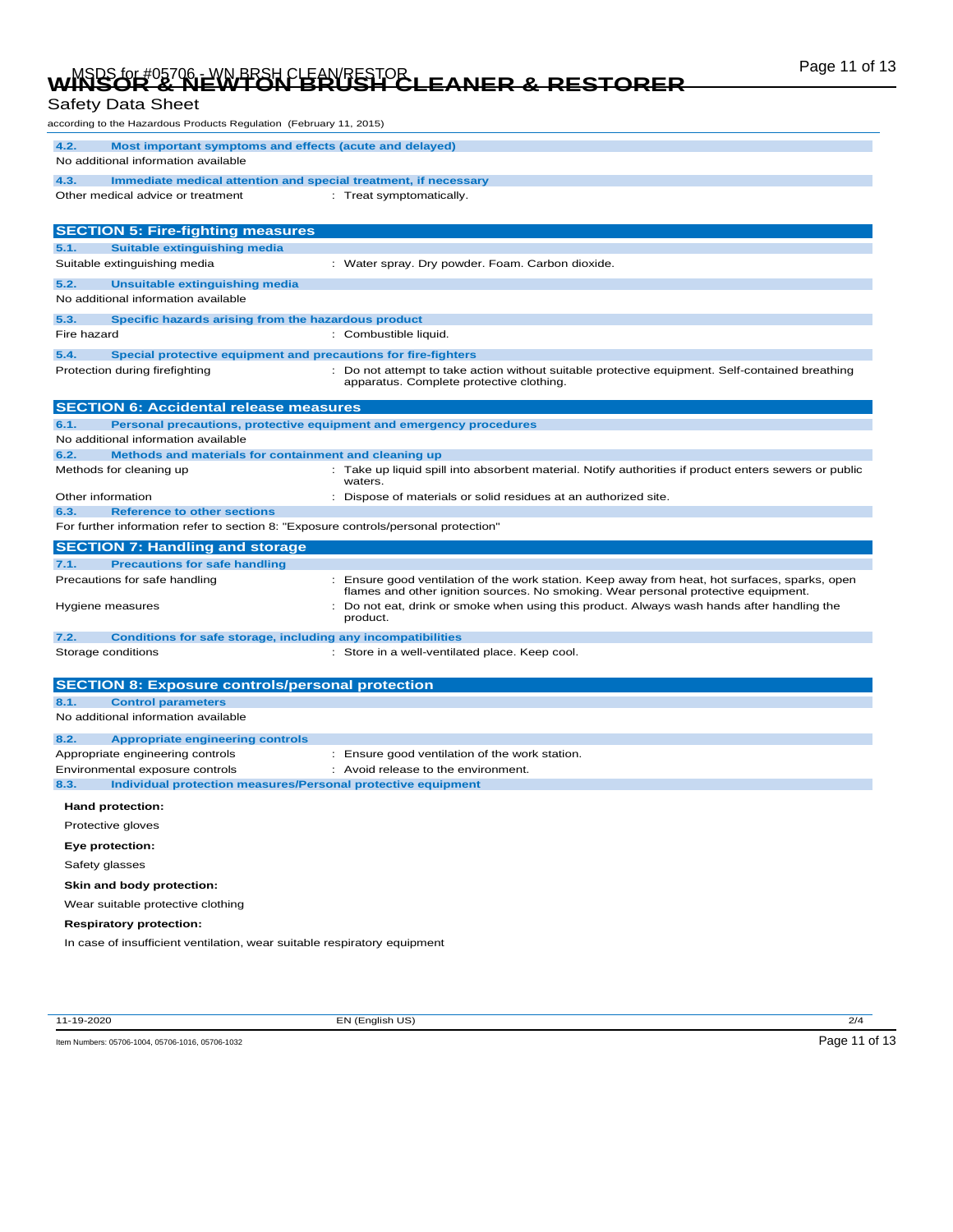Safety Data Sheet

according to the Hazardous Products Regulation (February 11, 2015)

### 4.2. Most important symptoms and effects (acute and delayed)

No additional information available

### 4.3. Immediate medical attention and special treatment, if necessary

| | |
|---|---|
| Other medical advice or treatment | : Treat symptomatically. |

## SECTION 5: Fire-fighting measures

### 5.1. Suitable extinguishing media

| | |
|---|---|
| Suitable extinguishing media | : Water spray. Dry powder. Foam. Carbon dioxide. |

### 5.2. Unsuitable extinguishing media

No additional information available

### 5.3. Specific hazards arising from the hazardous product

| | |
|---|---|
| Fire hazard | : Combustible liquid. |

### 5.4. Special protective equipment and precautions for fire-fighters

| | |
|---|---|
| Protection during firefighting | : Do not attempt to take action without suitable protective equipment. Self-contained breathing apparatus. Complete protective clothing. |

## SECTION 6: Accidental release measures

### 6.1. Personal precautions, protective equipment and emergency procedures

No additional information available

### 6.2. Methods and materials for containment and cleaning up

| | |
|---|---|
| Methods for cleaning up | : Take up liquid spill into absorbent material. Notify authorities if product enters sewers or public waters. |
| Other information | : Dispose of materials or solid residues at an authorized site. |

### 6.3. Reference to other sections

For further information refer to section 8: "Exposure controls/personal protection"

## SECTION 7: Handling and storage

### 7.1. Precautions for safe handling

| | |
|---|---|
| Precautions for safe handling | : Ensure good ventilation of the work station. Keep away from heat, hot surfaces, sparks, open flames and other ignition sources. No smoking. Wear personal protective equipment. |
| Hygiene measures | : Do not eat, drink or smoke when using this product. Always wash hands after handling the product. |

### 7.2. Conditions for safe storage, including any incompatibilities

| | |
|---|---|
| Storage conditions | : Store in a well-ventilated place. Keep cool. |

## SECTION 8: Exposure controls/personal protection

### 8.1. Control parameters

No additional information available

### 8.2. Appropriate engineering controls

| | |
|---|---|
| Appropriate engineering controls | : Ensure good ventilation of the work station. |
| Environmental exposure controls | : Avoid release to the environment. |

### 8.3. Individual protection measures/Personal protective equipment

**Hand protection:**

Protective gloves

**Eye protection:**

Safety glasses

**Skin and body protection:**

Wear suitable protective clothing

**Respiratory protection:**

In case of insufficient ventilation, wear suitable respiratory equipment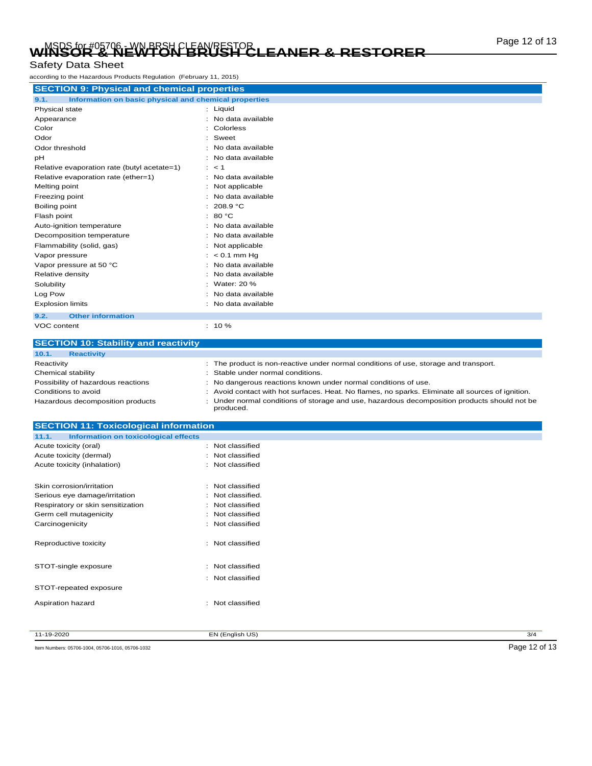# WINSOR & NEWTON BRUSH CLEANER & RESTORER

Safety Data Sheet

according to the Hazardous Products Regulation (February 11, 2015)

## SECTION 9: Physical and chemical properties

### 9.1. Information on basic physical and chemical properties

| Property | Value |
|---|---|
| Physical state | Liquid |
| Appearance | No data available |
| Color | Colorless |
| Odor | Sweet |
| Odor threshold | No data available |
| pH | No data available |
| Relative evaporation rate (butyl acetate=1) | < 1 |
| Relative evaporation rate (ether=1) | No data available |
| Melting point | Not applicable |
| Freezing point | No data available |
| Boiling point | 208.9 °C |
| Flash point | 80 °C |
| Auto-ignition temperature | No data available |
| Decomposition temperature | No data available |
| Flammability (solid, gas) | Not applicable |
| Vapor pressure | < 0.1 mm Hg |
| Vapor pressure at 50 °C | No data available |
| Relative density | No data available |
| Solubility | Water: 20 % |
| Log Pow | No data available |
| Explosion limits | No data available |

### 9.2. Other information

| Property | Value |
|---|---|
| VOC content | 10 % |

## SECTION 10: Stability and reactivity

### 10.1. Reactivity

| Item | Information |
|---|---|
| Reactivity | The product is non-reactive under normal conditions of use, storage and transport. |
| Chemical stability | Stable under normal conditions. |
| Possibility of hazardous reactions | No dangerous reactions known under normal conditions of use. |
| Conditions to avoid | Avoid contact with hot surfaces. Heat. No flames, no sparks. Eliminate all sources of ignition. |
| Hazardous decomposition products | Under normal conditions of storage and use, hazardous decomposition products should not be produced. |

## SECTION 11: Toxicological information

### 11.1. Information on toxicological effects

| Effect | Classification |
|---|---|
| Acute toxicity (oral) | Not classified |
| Acute toxicity (dermal) | Not classified |
| Acute toxicity (inhalation) | Not classified |
| Skin corrosion/irritation | Not classified |
| Serious eye damage/irritation | Not classified. |
| Respiratory or skin sensitization | Not classified |
| Germ cell mutagenicity | Not classified |
| Carcinogenicity | Not classified |
| Reproductive toxicity | Not classified |
| STOT-single exposure | Not classified |
| STOT-repeated exposure | Not classified |
| Aspiration hazard | Not classified |

11-19-2020 EN (English US)

Item Numbers: 05706-1004, 05706-1016, 05706-1032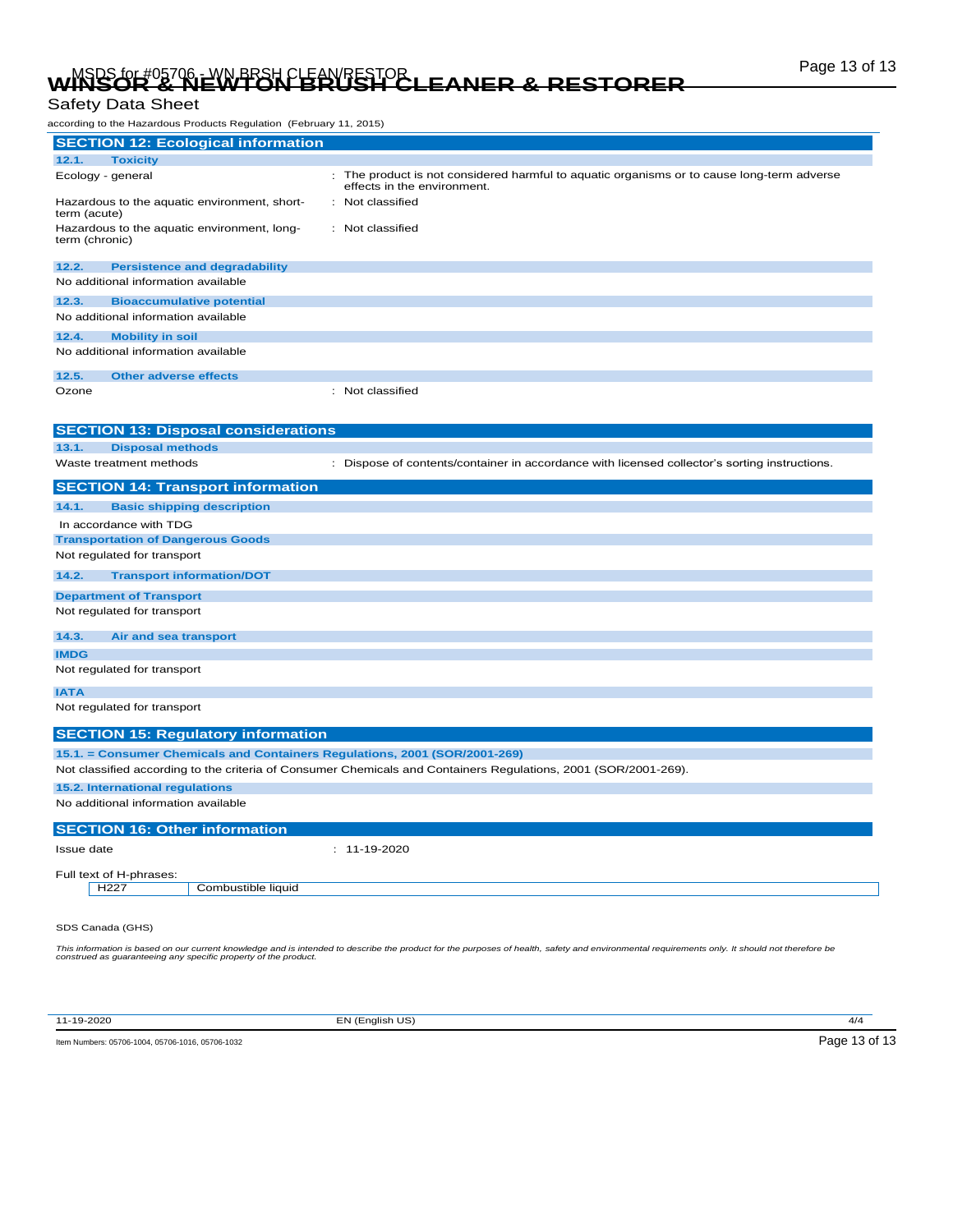Safety Data Sheet

according to the Hazardous Products Regulation (February 11, 2015)

## SECTION 12: Ecological information

### 12.1. Toxicity

| | |
|---|---|
| Ecology - general | : The product is not considered harmful to aquatic organisms or to cause long-term adverse effects in the environment. |
| Hazardous to the aquatic environment, short-term (acute) | : Not classified |
| Hazardous to the aquatic environment, long-term (chronic) | : Not classified |

### 12.2. Persistence and degradability

No additional information available

### 12.3. Bioaccumulative potential

No additional information available

### 12.4. Mobility in soil

No additional information available

### 12.5. Other adverse effects

| | |
|---|---|
| Ozone | : Not classified |

## SECTION 13: Disposal considerations

### 13.1. Disposal methods

| | |
|---|---|
| Waste treatment methods | : Dispose of contents/container in accordance with licensed collector's sorting instructions. |

## SECTION 14: Transport information

### 14.1. Basic shipping description

In accordance with TDG

**Transportation of Dangerous Goods**

Not regulated for transport

### 14.2. Transport information/DOT

**Department of Transport**

Not regulated for transport

### 14.3. Air and sea transport

**IMDG**

Not regulated for transport

**IATA**

Not regulated for transport

## SECTION 15: Regulatory information

### 15.1. = Consumer Chemicals and Containers Regulations, 2001 (SOR/2001-269)

Not classified according to the criteria of Consumer Chemicals and Containers Regulations, 2001 (SOR/2001-269).

### 15.2. International regulations

No additional information available

## SECTION 16: Other information

| | |
|---|---|
| Issue date | : 11-19-2020 |

Full text of H-phrases:

| | |
|---|---|
| H227 | Combustible liquid |

SDS Canada (GHS)

*This information is based on our current knowledge and is intended to describe the product for the purposes of health, safety and environmental requirements only. It should not therefore be construed as guaranteeing any specific property of the product.*